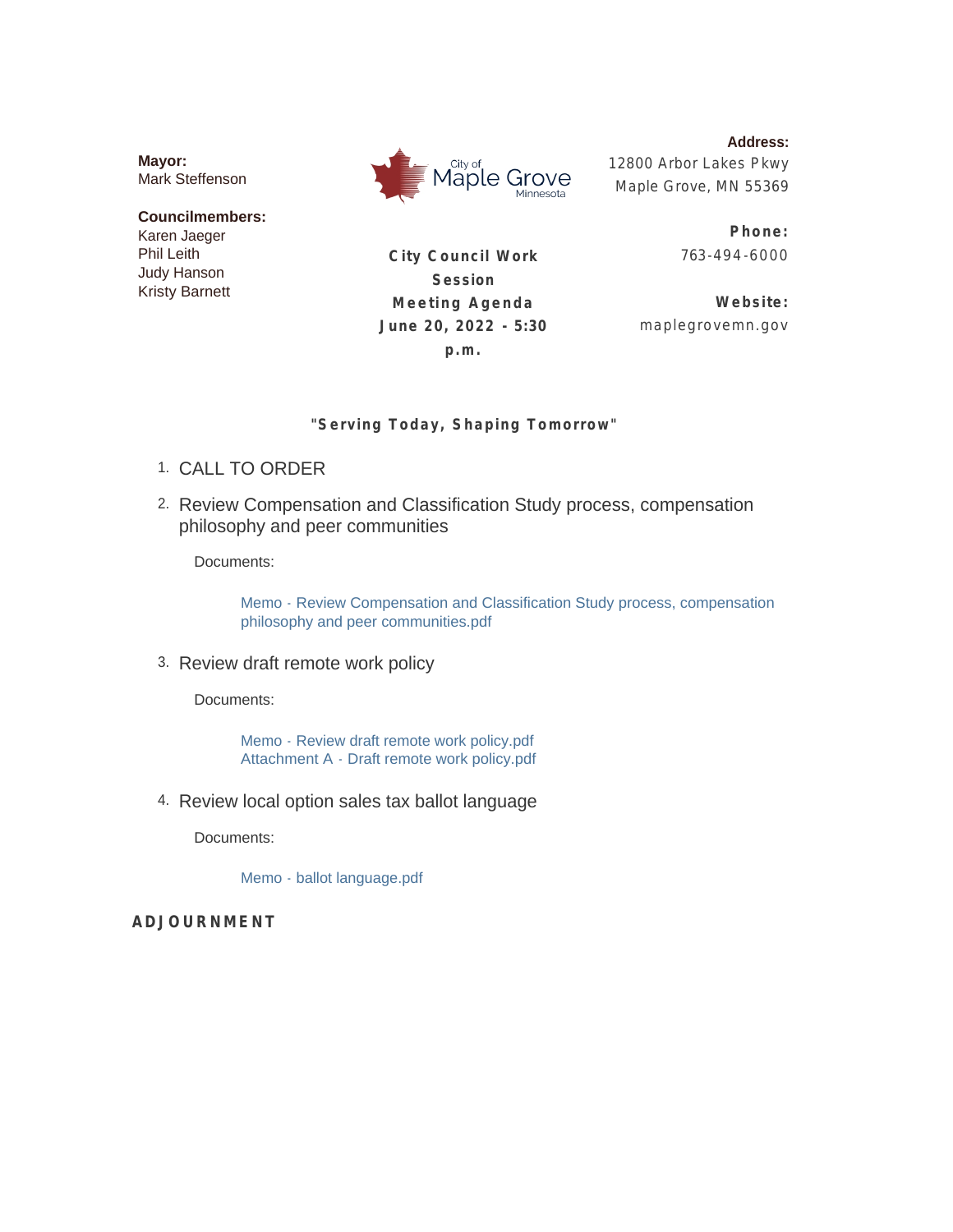**Mayor:**
Mark Steffenson

**Councilmembers:**
Karen Jaeger
Phil Leith
Judy Hanson
Kristy Barnett

City of Maple Grove Minnesota

# City Council Work Session Meeting Agenda
## June 20, 2022 - 5:30 p.m.

**Address:**
12800 Arbor Lakes Pkwy
Maple Grove, MN 55369

**Phone:**
763-494-6000

**Website:**
maplegrovemn.gov

**"Serving Today, Shaping Tomorrow"**

1. CALL TO ORDER

2. Review Compensation and Classification Study process, compensation philosophy and peer communities

   Documents:

   Memo - Review Compensation and Classification Study process, compensation philosophy and peer communities.pdf

3. Review draft remote work policy

   Documents:

   Memo - Review draft remote work policy.pdf
   Attachment A - Draft remote work policy.pdf

4. Review local option sales tax ballot language

   Documents:

   Memo - ballot language.pdf

**ADJOURNMENT**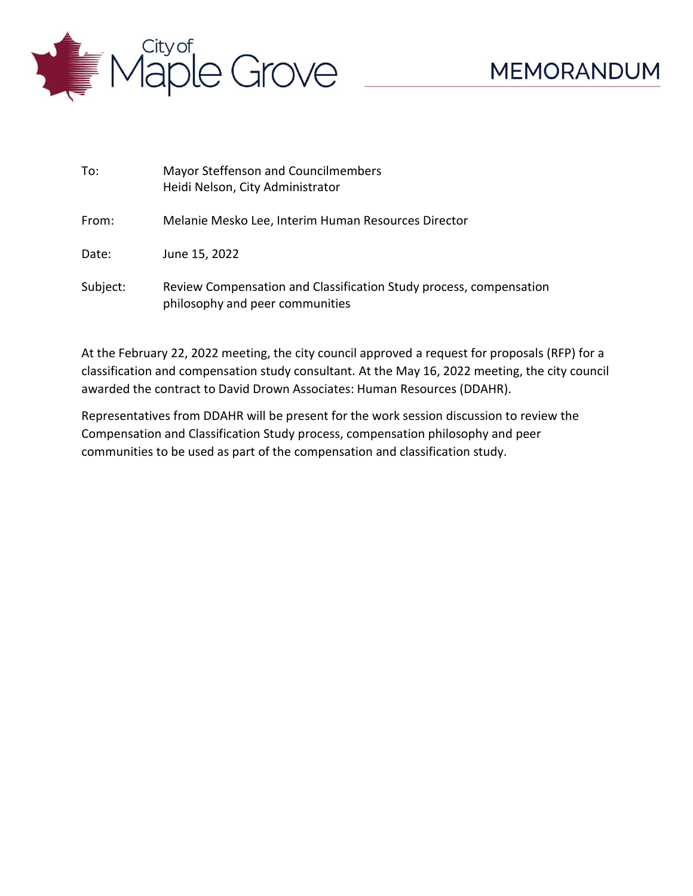City of Maple Grove

# MEMORANDUM

To: Mayor Steffenson and Councilmembers
Heidi Nelson, City Administrator

From: Melanie Mesko Lee, Interim Human Resources Director

Date: June 15, 2022

Subject: Review Compensation and Classification Study process, compensation philosophy and peer communities

At the February 22, 2022 meeting, the city council approved a request for proposals (RFP) for a classification and compensation study consultant. At the May 16, 2022 meeting, the city council awarded the contract to David Drown Associates: Human Resources (DDAHR).

Representatives from DDAHR will be present for the work session discussion to review the Compensation and Classification Study process, compensation philosophy and peer communities to be used as part of the compensation and classification study.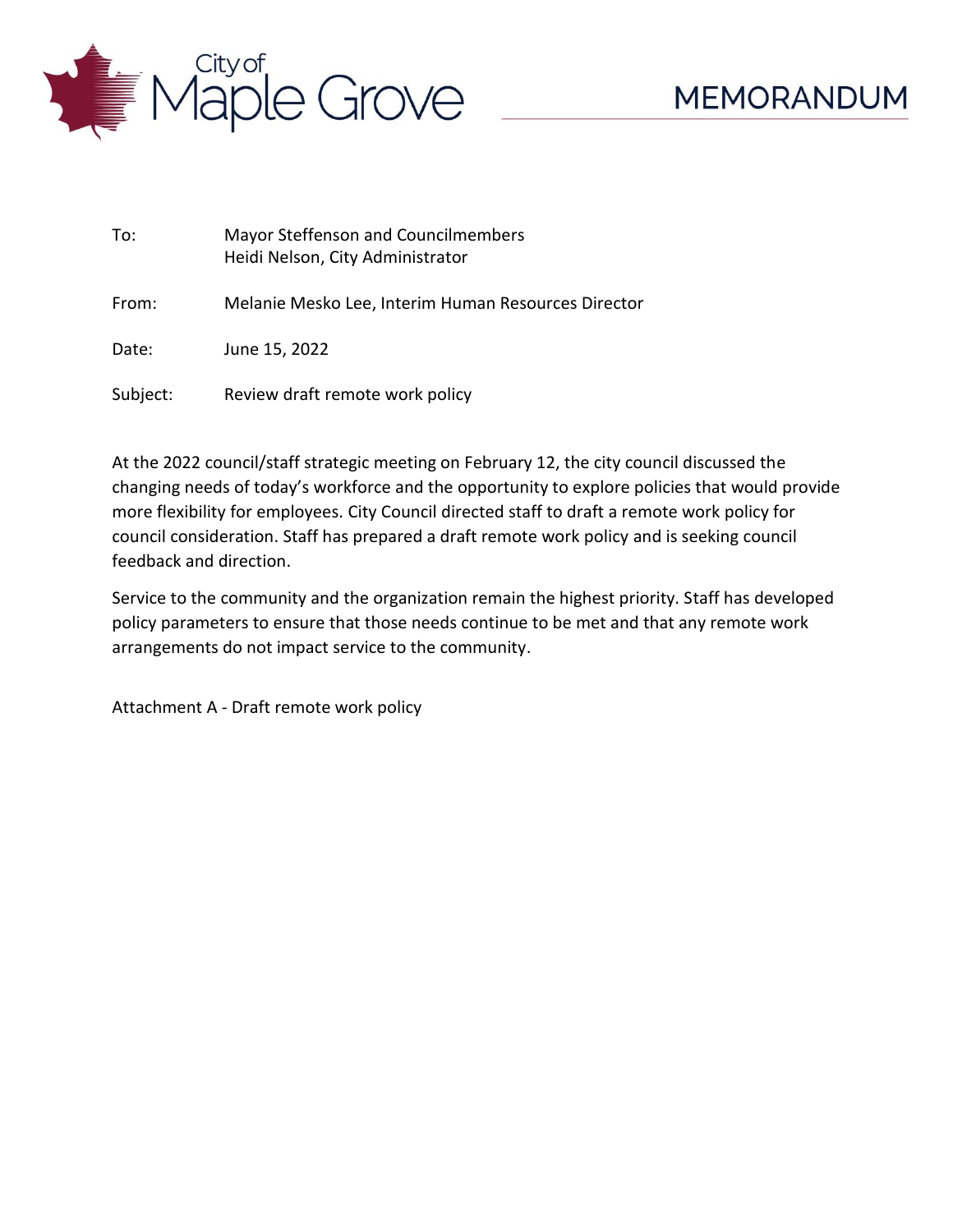City of Maple Grove

# MEMORANDUM

To: Mayor Steffenson and Councilmembers
Heidi Nelson, City Administrator

From: Melanie Mesko Lee, Interim Human Resources Director

Date: June 15, 2022

Subject: Review draft remote work policy

At the 2022 council/staff strategic meeting on February 12, the city council discussed the changing needs of today's workforce and the opportunity to explore policies that would provide more flexibility for employees. City Council directed staff to draft a remote work policy for council consideration. Staff has prepared a draft remote work policy and is seeking council feedback and direction.

Service to the community and the organization remain the highest priority. Staff has developed policy parameters to ensure that those needs continue to be met and that any remote work arrangements do not impact service to the community.

Attachment A - Draft remote work policy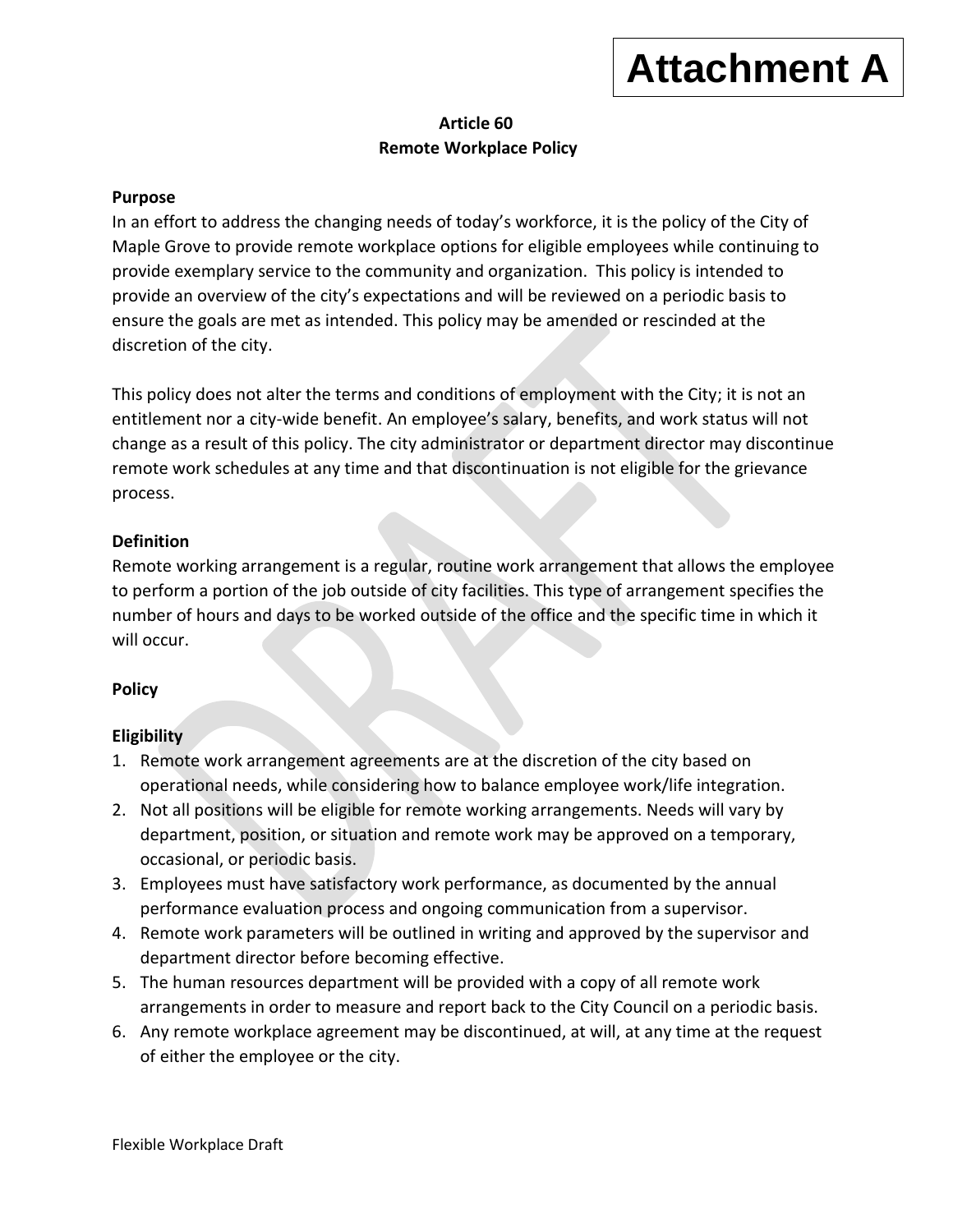**Attachment A**

# Article 60
# Remote Workplace Policy

## Purpose

In an effort to address the changing needs of today's workforce, it is the policy of the City of Maple Grove to provide remote workplace options for eligible employees while continuing to provide exemplary service to the community and organization. This policy is intended to provide an overview of the city's expectations and will be reviewed on a periodic basis to ensure the goals are met as intended. This policy may be amended or rescinded at the discretion of the city.

This policy does not alter the terms and conditions of employment with the City; it is not an entitlement nor a city-wide benefit. An employee's salary, benefits, and work status will not change as a result of this policy. The city administrator or department director may discontinue remote work schedules at any time and that discontinuation is not eligible for the grievance process.

## Definition

Remote working arrangement is a regular, routine work arrangement that allows the employee to perform a portion of the job outside of city facilities. This type of arrangement specifies the number of hours and days to be worked outside of the office and the specific time in which it will occur.

## Policy

### Eligibility

1. Remote work arrangement agreements are at the discretion of the city based on operational needs, while considering how to balance employee work/life integration.
2. Not all positions will be eligible for remote working arrangements. Needs will vary by department, position, or situation and remote work may be approved on a temporary, occasional, or periodic basis.
3. Employees must have satisfactory work performance, as documented by the annual performance evaluation process and ongoing communication from a supervisor.
4. Remote work parameters will be outlined in writing and approved by the supervisor and department director before becoming effective.
5. The human resources department will be provided with a copy of all remote work arrangements in order to measure and report back to the City Council on a periodic basis.
6. Any remote workplace agreement may be discontinued, at will, at any time at the request of either the employee or the city.

Flexible Workplace Draft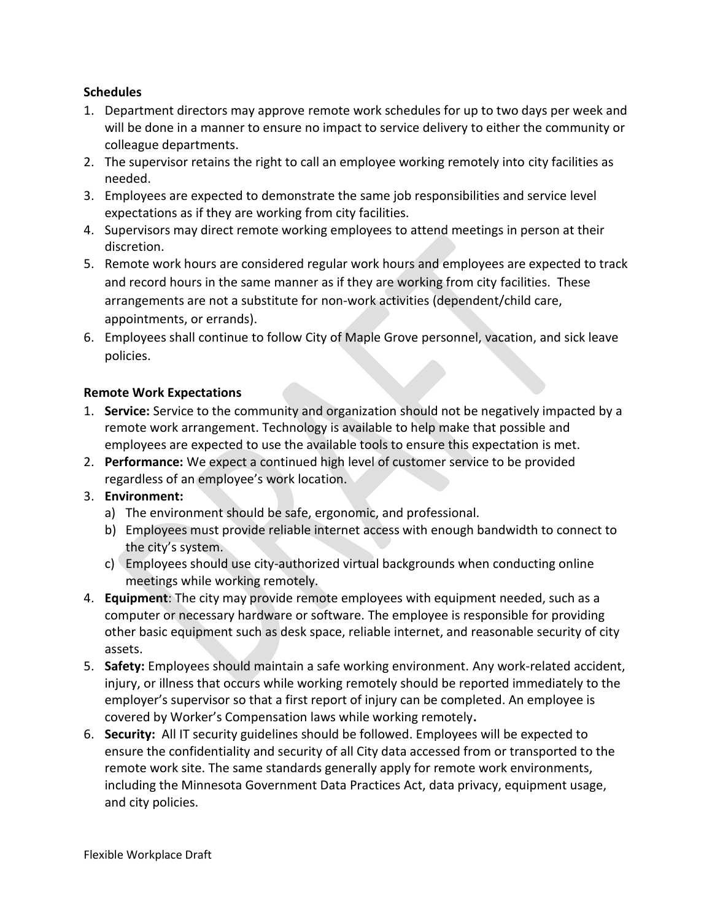**Schedules**

1. Department directors may approve remote work schedules for up to two days per week and will be done in a manner to ensure no impact to service delivery to either the community or colleague departments.
2. The supervisor retains the right to call an employee working remotely into city facilities as needed.
3. Employees are expected to demonstrate the same job responsibilities and service level expectations as if they are working from city facilities.
4. Supervisors may direct remote working employees to attend meetings in person at their discretion.
5. Remote work hours are considered regular work hours and employees are expected to track and record hours in the same manner as if they are working from city facilities. These arrangements are not a substitute for non-work activities (dependent/child care, appointments, or errands).
6. Employees shall continue to follow City of Maple Grove personnel, vacation, and sick leave policies.

**Remote Work Expectations**

1. **Service:** Service to the community and organization should not be negatively impacted by a remote work arrangement. Technology is available to help make that possible and employees are expected to use the available tools to ensure this expectation is met.
2. **Performance:** We expect a continued high level of customer service to be provided regardless of an employee's work location.
3. **Environment:**
   a) The environment should be safe, ergonomic, and professional.
   b) Employees must provide reliable internet access with enough bandwidth to connect to the city's system.
   c) Employees should use city-authorized virtual backgrounds when conducting online meetings while working remotely.
4. **Equipment**: The city may provide remote employees with equipment needed, such as a computer or necessary hardware or software. The employee is responsible for providing other basic equipment such as desk space, reliable internet, and reasonable security of city assets.
5. **Safety:** Employees should maintain a safe working environment. Any work-related accident, injury, or illness that occurs while working remotely should be reported immediately to the employer's supervisor so that a first report of injury can be completed. An employee is covered by Worker's Compensation laws while working remotely**.**
6. **Security:** All IT security guidelines should be followed. Employees will be expected to ensure the confidentiality and security of all City data accessed from or transported to the remote work site. The same standards generally apply for remote work environments, including the Minnesota Government Data Practices Act, data privacy, equipment usage, and city policies.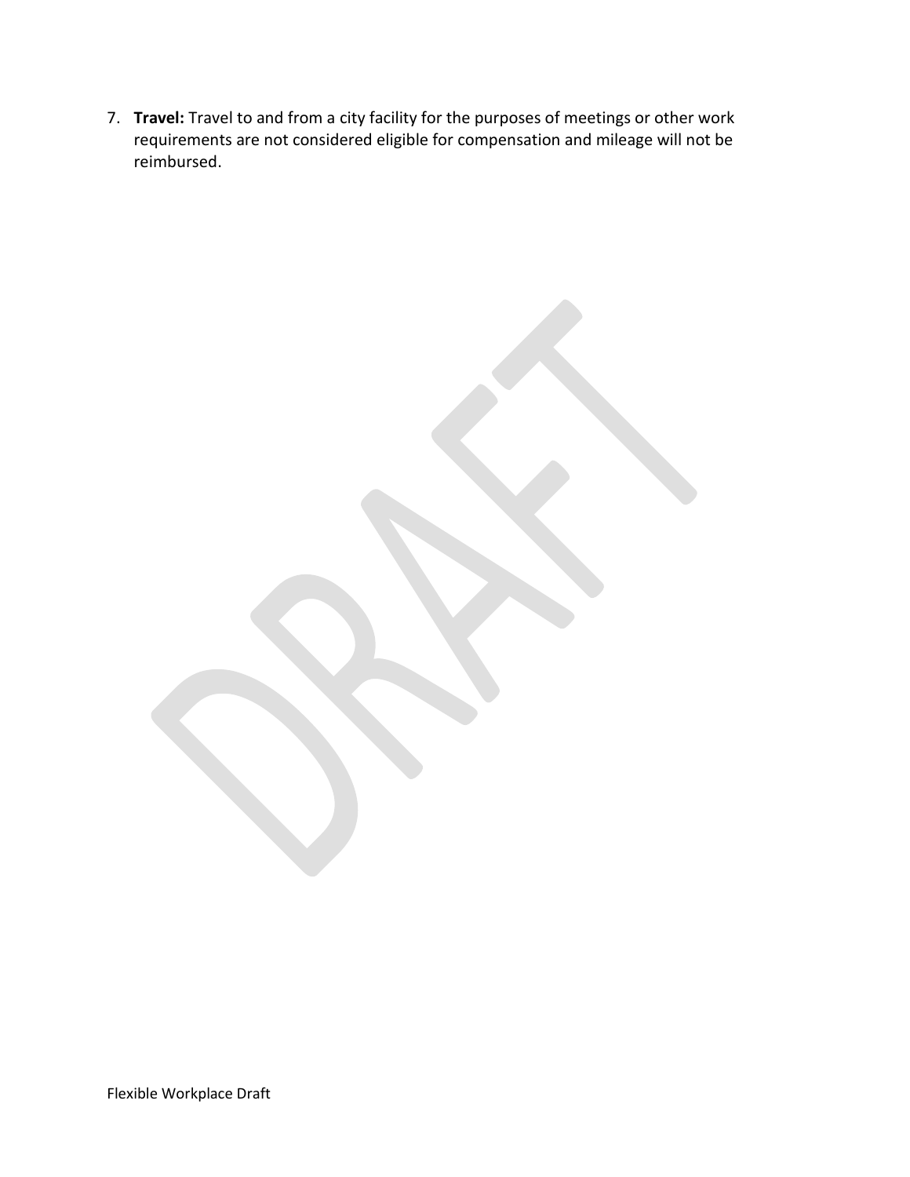7. **Travel:** Travel to and from a city facility for the purposes of meetings or other work requirements are not considered eligible for compensation and mileage will not be reimbursed.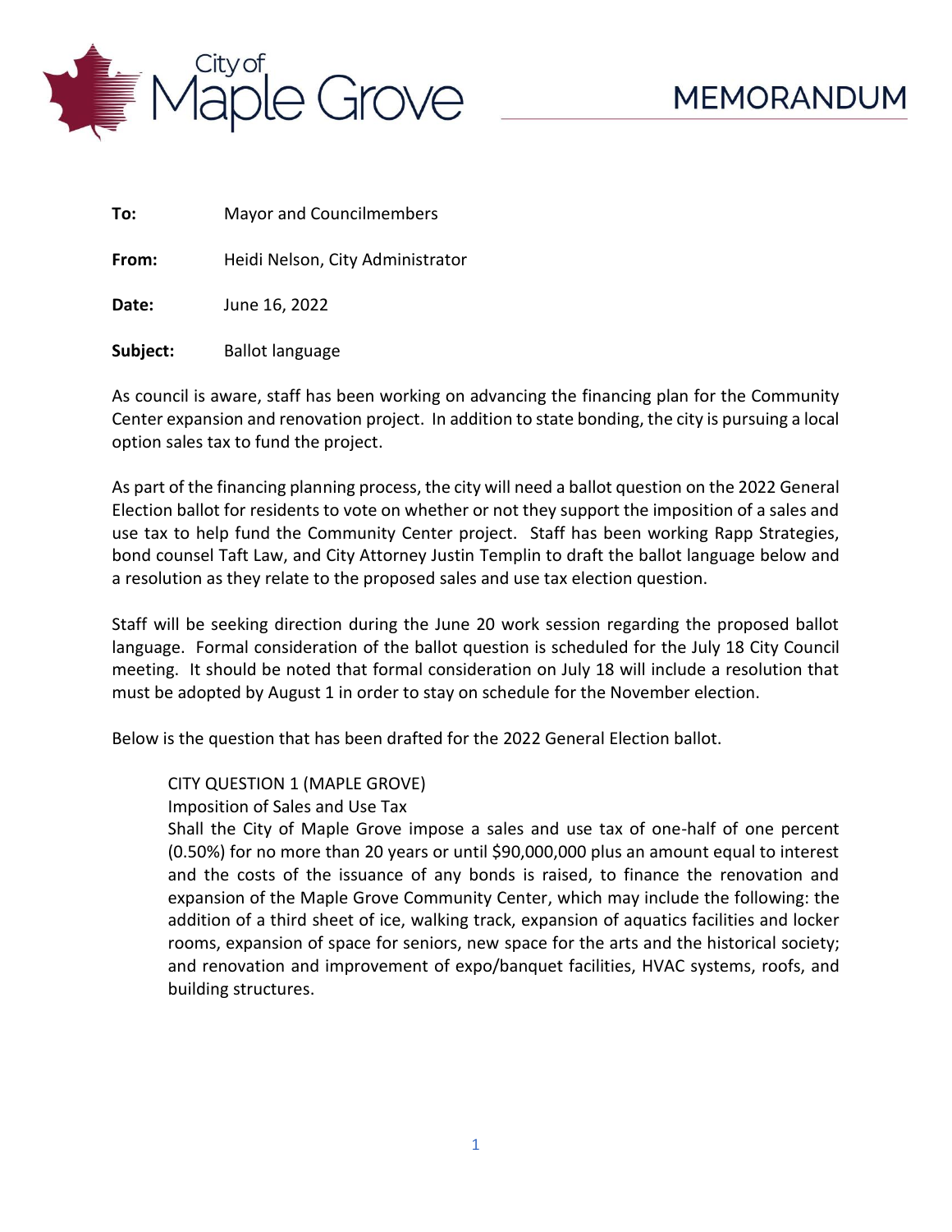City of Maple Grove

# MEMORANDUM

**To:** Mayor and Councilmembers

**From:** Heidi Nelson, City Administrator

**Date:** June 16, 2022

**Subject:** Ballot language

As council is aware, staff has been working on advancing the financing plan for the Community Center expansion and renovation project. In addition to state bonding, the city is pursuing a local option sales tax to fund the project.

As part of the financing planning process, the city will need a ballot question on the 2022 General Election ballot for residents to vote on whether or not they support the imposition of a sales and use tax to help fund the Community Center project. Staff has been working Rapp Strategies, bond counsel Taft Law, and City Attorney Justin Templin to draft the ballot language below and a resolution as they relate to the proposed sales and use tax election question.

Staff will be seeking direction during the June 20 work session regarding the proposed ballot language. Formal consideration of the ballot question is scheduled for the July 18 City Council meeting. It should be noted that formal consideration on July 18 will include a resolution that must be adopted by August 1 in order to stay on schedule for the November election.

Below is the question that has been drafted for the 2022 General Election ballot.

> CITY QUESTION 1 (MAPLE GROVE)
> Imposition of Sales and Use Tax
> Shall the City of Maple Grove impose a sales and use tax of one-half of one percent (0.50%) for no more than 20 years or until $90,000,000 plus an amount equal to interest and the costs of the issuance of any bonds is raised, to finance the renovation and expansion of the Maple Grove Community Center, which may include the following: the addition of a third sheet of ice, walking track, expansion of aquatics facilities and locker rooms, expansion of space for seniors, new space for the arts and the historical society; and renovation and improvement of expo/banquet facilities, HVAC systems, roofs, and building structures.